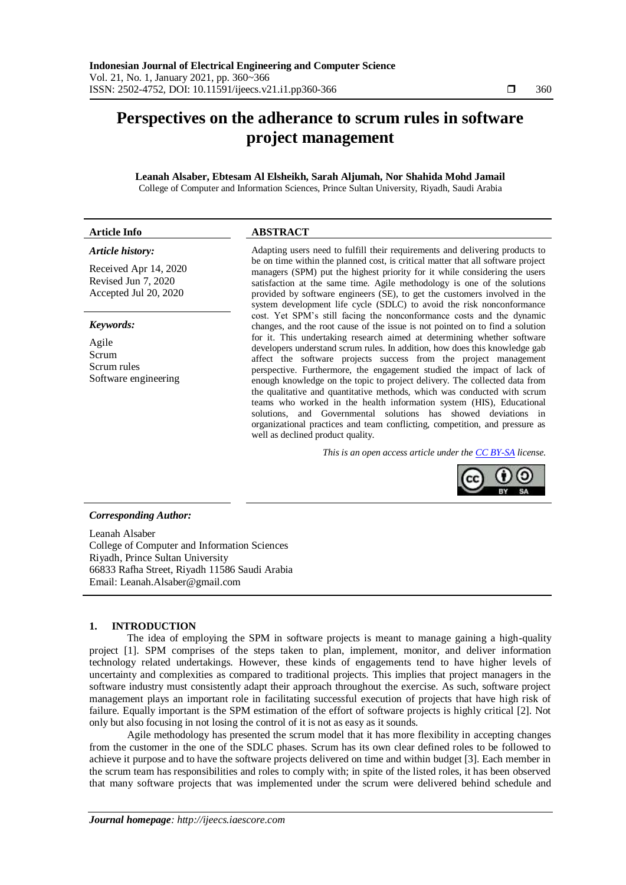# Perspectives on the adherance to scrum rules in software project management

**Leanah Alsaber, Ebtesam Al Elsheikh, Sarah Aljumah, Nor Shahida Mohd Jamail**

College of Computer and Information Sciences, Prince Sultan University, Riyadh, Saudi Arabia

| **Article Info** | **ABSTRACT** |
|---|---|
| ***Article history:*** <br> Received Apr 14, 2020 <br> Revised Jun 7, 2020 <br> Accepted Jul 20, 2020 <br><br> ***Keywords:*** <br> Agile <br> Scrum <br> Scrum rules <br> Software engineering | Adapting users need to fulfill their requirements and delivering products to be on time within the planned cost, is critical matter that all software project managers (SPM) put the highest priority for it while considering the users satisfaction at the same time. Agile methodology is one of the solutions provided by software engineers (SE), to get the customers involved in the system development life cycle (SDLC) to avoid the risk nonconformance cost. Yet SPM's still facing the nonconformance costs and the dynamic changes, and the root cause of the issue is not pointed on to find a solution for it. This undertaking research aimed at determining whether software developers understand scrum rules. In addition, how does this knowledge gab affect the software projects success from the project management perspective. Furthermore, the engagement studied the impact of lack of enough knowledge on the topic to project delivery. The collected data from the qualitative and quantitative methods, which was conducted with scrum teams who worked in the health information system (HIS), Educational solutions, and Governmental solutions has showed deviations in organizational practices and team conflicting, competition, and pressure as well as declined product quality. <br><br> *This is an open access article under the CC BY-SA license.* |

***Corresponding Author:***

Leanah Alsaber
College of Computer and Information Sciences
Riyadh, Prince Sultan University
66833 Rafha Street, Riyadh 11586 Saudi Arabia
Email: Leanah.Alsaber@gmail.com

## 1. INTRODUCTION

The idea of employing the SPM in software projects is meant to manage gaining a high-quality project [1]. SPM comprises of the steps taken to plan, implement, monitor, and deliver information technology related undertakings. However, these kinds of engagements tend to have higher levels of uncertainty and complexities as compared to traditional projects. This implies that project managers in the software industry must consistently adapt their approach throughout the exercise. As such, software project management plays an important role in facilitating successful execution of projects that have high risk of failure. Equally important is the SPM estimation of the effort of software projects is highly critical [2]. Not only but also focusing in not losing the control of it is not as easy as it sounds.

Agile methodology has presented the scrum model that it has more flexibility in accepting changes from the customer in the one of the SDLC phases. Scrum has its own clear defined roles to be followed to achieve it purpose and to have the software projects delivered on time and within budget [3]. Each member in the scrum team has responsibilities and roles to comply with; in spite of the listed roles, it has been observed that many software projects that was implemented under the scrum were delivered behind schedule and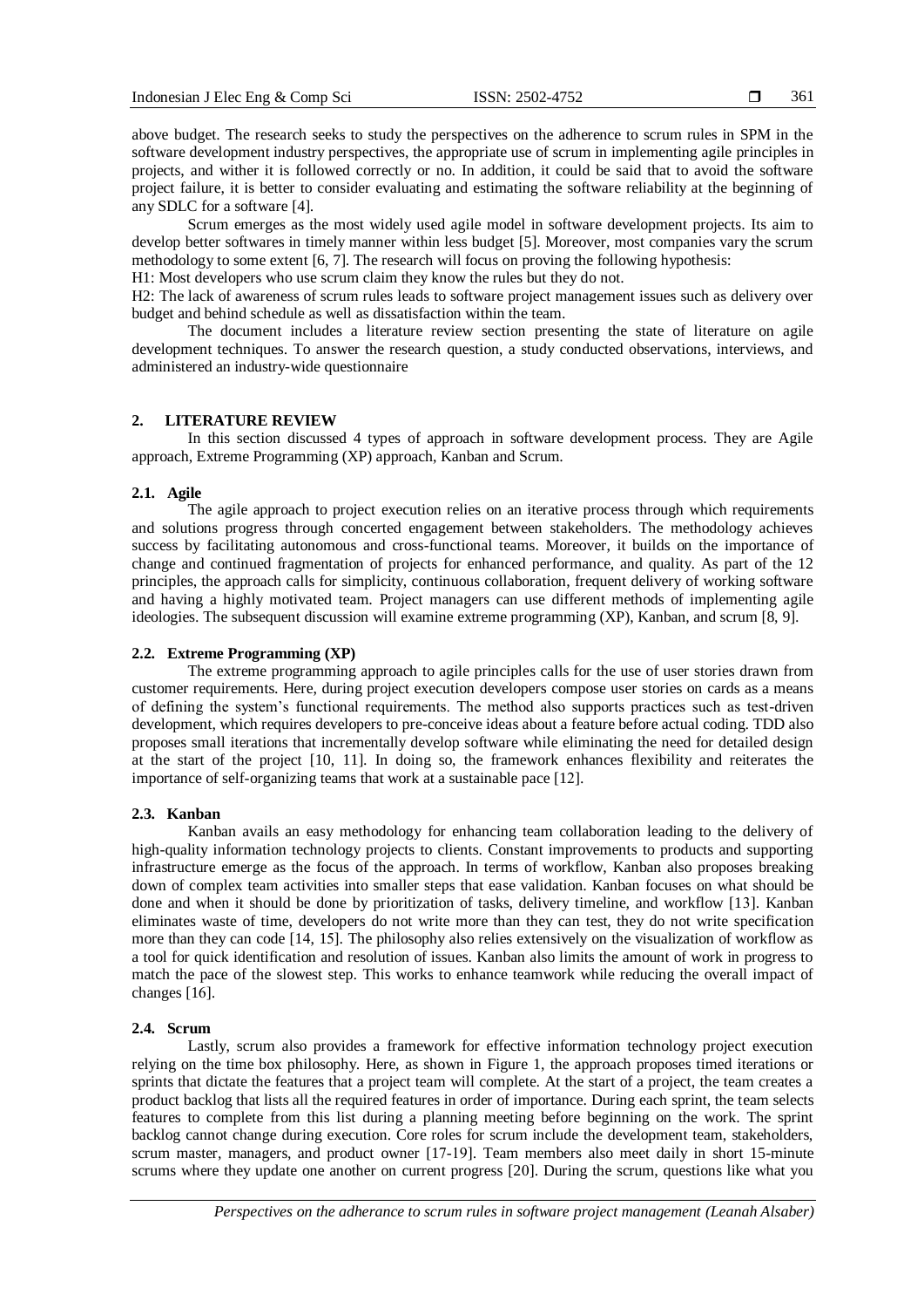above budget. The research seeks to study the perspectives on the adherence to scrum rules in SPM in the software development industry perspectives, the appropriate use of scrum in implementing agile principles in projects, and wither it is followed correctly or no. In addition, it could be said that to avoid the software project failure, it is better to consider evaluating and estimating the software reliability at the beginning of any SDLC for a software [4].

Scrum emerges as the most widely used agile model in software development projects. Its aim to develop better softwares in timely manner within less budget [5]. Moreover, most companies vary the scrum methodology to some extent [6, 7]. The research will focus on proving the following hypothesis:

H1: Most developers who use scrum claim they know the rules but they do not.

H2: The lack of awareness of scrum rules leads to software project management issues such as delivery over budget and behind schedule as well as dissatisfaction within the team.

The document includes a literature review section presenting the state of literature on agile development techniques. To answer the research question, a study conducted observations, interviews, and administered an industry-wide questionnaire

## 2. LITERATURE REVIEW

In this section discussed 4 types of approach in software development process. They are Agile approach, Extreme Programming (XP) approach, Kanban and Scrum.

### 2.1. Agile

The agile approach to project execution relies on an iterative process through which requirements and solutions progress through concerted engagement between stakeholders. The methodology achieves success by facilitating autonomous and cross-functional teams. Moreover, it builds on the importance of change and continued fragmentation of projects for enhanced performance, and quality. As part of the 12 principles, the approach calls for simplicity, continuous collaboration, frequent delivery of working software and having a highly motivated team. Project managers can use different methods of implementing agile ideologies. The subsequent discussion will examine extreme programming (XP), Kanban, and scrum [8, 9].

### 2.2. Extreme Programming (XP)

The extreme programming approach to agile principles calls for the use of user stories drawn from customer requirements. Here, during project execution developers compose user stories on cards as a means of defining the system's functional requirements. The method also supports practices such as test-driven development, which requires developers to pre-conceive ideas about a feature before actual coding. TDD also proposes small iterations that incrementally develop software while eliminating the need for detailed design at the start of the project [10, 11]. In doing so, the framework enhances flexibility and reiterates the importance of self-organizing teams that work at a sustainable pace [12].

### 2.3. Kanban

Kanban avails an easy methodology for enhancing team collaboration leading to the delivery of high-quality information technology projects to clients. Constant improvements to products and supporting infrastructure emerge as the focus of the approach. In terms of workflow, Kanban also proposes breaking down of complex team activities into smaller steps that ease validation. Kanban focuses on what should be done and when it should be done by prioritization of tasks, delivery timeline, and workflow [13]. Kanban eliminates waste of time, developers do not write more than they can test, they do not write specification more than they can code [14, 15]. The philosophy also relies extensively on the visualization of workflow as a tool for quick identification and resolution of issues. Kanban also limits the amount of work in progress to match the pace of the slowest step. This works to enhance teamwork while reducing the overall impact of changes [16].

### 2.4. Scrum

Lastly, scrum also provides a framework for effective information technology project execution relying on the time box philosophy. Here, as shown in Figure 1, the approach proposes timed iterations or sprints that dictate the features that a project team will complete. At the start of a project, the team creates a product backlog that lists all the required features in order of importance. During each sprint, the team selects features to complete from this list during a planning meeting before beginning on the work. The sprint backlog cannot change during execution. Core roles for scrum include the development team, stakeholders, scrum master, managers, and product owner [17-19]. Team members also meet daily in short 15-minute scrums where they update one another on current progress [20]. During the scrum, questions like what you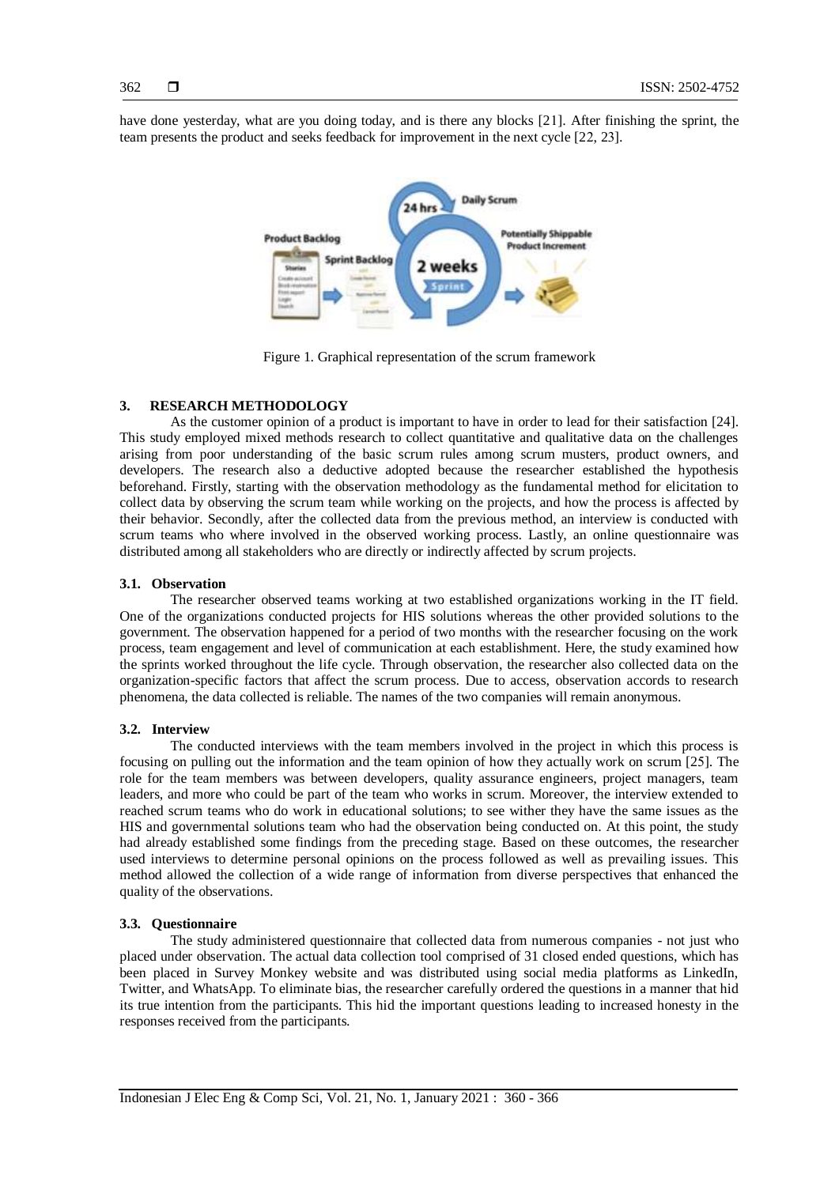have done yesterday, what are you doing today, and is there any blocks [21]. After finishing the sprint, the team presents the product and seeks feedback for improvement in the next cycle [22, 23].

Figure 1. Graphical representation of the scrum framework

## 3. RESEARCH METHODOLOGY

As the customer opinion of a product is important to have in order to lead for their satisfaction [24]. This study employed mixed methods research to collect quantitative and qualitative data on the challenges arising from poor understanding of the basic scrum rules among scrum musters, product owners, and developers. The research also a deductive adopted because the researcher established the hypothesis beforehand. Firstly, starting with the observation methodology as the fundamental method for elicitation to collect data by observing the scrum team while working on the projects, and how the process is affected by their behavior. Secondly, after the collected data from the previous method, an interview is conducted with scrum teams who where involved in the observed working process. Lastly, an online questionnaire was distributed among all stakeholders who are directly or indirectly affected by scrum projects.

### 3.1. Observation

The researcher observed teams working at two established organizations working in the IT field. One of the organizations conducted projects for HIS solutions whereas the other provided solutions to the government. The observation happened for a period of two months with the researcher focusing on the work process, team engagement and level of communication at each establishment. Here, the study examined how the sprints worked throughout the life cycle. Through observation, the researcher also collected data on the organization-specific factors that affect the scrum process. Due to access, observation accords to research phenomena, the data collected is reliable. The names of the two companies will remain anonymous.

### 3.2. Interview

The conducted interviews with the team members involved in the project in which this process is focusing on pulling out the information and the team opinion of how they actually work on scrum [25]. The role for the team members was between developers, quality assurance engineers, project managers, team leaders, and more who could be part of the team who works in scrum. Moreover, the interview extended to reached scrum teams who do work in educational solutions; to see wither they have the same issues as the HIS and governmental solutions team who had the observation being conducted on. At this point, the study had already established some findings from the preceding stage. Based on these outcomes, the researcher used interviews to determine personal opinions on the process followed as well as prevailing issues. This method allowed the collection of a wide range of information from diverse perspectives that enhanced the quality of the observations.

### 3.3. Questionnaire

The study administered questionnaire that collected data from numerous companies - not just who placed under observation. The actual data collection tool comprised of 31 closed ended questions, which has been placed in Survey Monkey website and was distributed using social media platforms as LinkedIn, Twitter, and WhatsApp. To eliminate bias, the researcher carefully ordered the questions in a manner that hid its true intention from the participants. This hid the important questions leading to increased honesty in the responses received from the participants.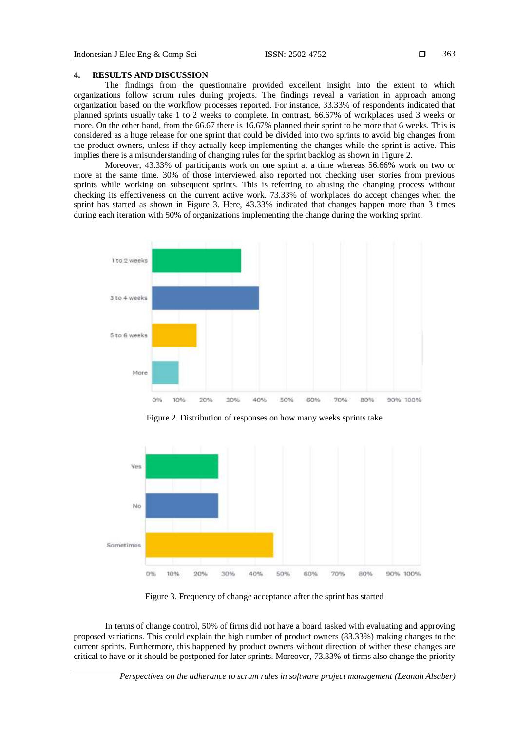## 4. RESULTS AND DISCUSSION

The findings from the questionnaire provided excellent insight into the extent to which organizations follow scrum rules during projects. The findings reveal a variation in approach among organization based on the workflow processes reported. For instance, 33.33% of respondents indicated that planned sprints usually take 1 to 2 weeks to complete. In contrast, 66.67% of workplaces used 3 weeks or more. On the other hand, from the 66.67 there is 16.67% planned their sprint to be more that 6 weeks. This is considered as a huge release for one sprint that could be divided into two sprints to avoid big changes from the product owners, unless if they actually keep implementing the changes while the sprint is active. This implies there is a misunderstanding of changing rules for the sprint backlog as shown in Figure 2.

Moreover, 43.33% of participants work on one sprint at a time whereas 56.66% work on two or more at the same time. 30% of those interviewed also reported not checking user stories from previous sprints while working on subsequent sprints. This is referring to abusing the changing process without checking its effectiveness on the current active work. 73.33% of workplaces do accept changes when the sprint has started as shown in Figure 3. Here, 43.33% indicated that changes happen more than 3 times during each iteration with 50% of organizations implementing the change during the working sprint.

Figure 2. Distribution of responses on how many weeks sprints take

Figure 3. Frequency of change acceptance after the sprint has started

In terms of change control, 50% of firms did not have a board tasked with evaluating and approving proposed variations. This could explain the high number of product owners (83.33%) making changes to the current sprints. Furthermore, this happened by product owners without direction of wither these changes are critical to have or it should be postponed for later sprints. Moreover, 73.33% of firms also change the priority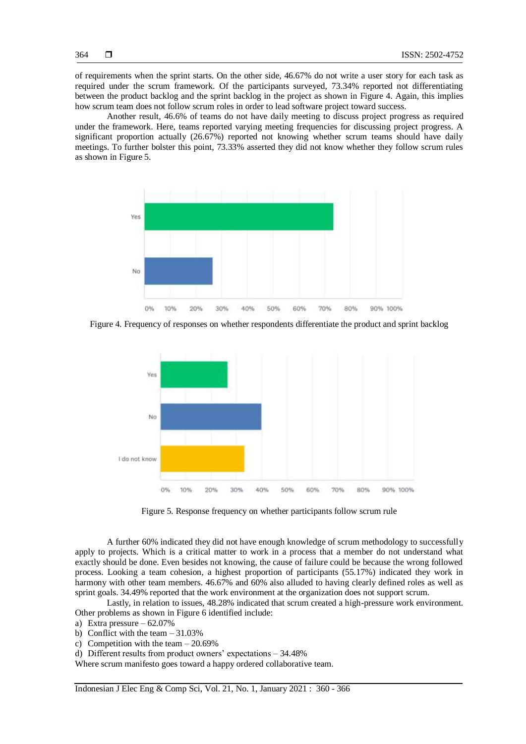of requirements when the sprint starts. On the other side, 46.67% do not write a user story for each task as required under the scrum framework. Of the participants surveyed, 73.34% reported not differentiating between the product backlog and the sprint backlog in the project as shown in Figure 4. Again, this implies how scrum team does not follow scrum roles in order to lead software project toward success.

Another result, 46.6% of teams do not have daily meeting to discuss project progress as required under the framework. Here, teams reported varying meeting frequencies for discussing project progress. A significant proportion actually (26.67%) reported not knowing whether scrum teams should have daily meetings. To further bolster this point, 73.33% asserted they did not know whether they follow scrum rules as shown in Figure 5.

Figure 4. Frequency of responses on whether respondents differentiate the product and sprint backlog

Figure 5. Response frequency on whether participants follow scrum rule

A further 60% indicated they did not have enough knowledge of scrum methodology to successfully apply to projects. Which is a critical matter to work in a process that a member do not understand what exactly should be done. Even besides not knowing, the cause of failure could be because the wrong followed process. Looking a team cohesion, a highest proportion of participants (55.17%) indicated they work in harmony with other team members. 46.67% and 60% also alluded to having clearly defined roles as well as sprint goals. 34.49% reported that the work environment at the organization does not support scrum.

Lastly, in relation to issues, 48.28% indicated that scrum created a high-pressure work environment. Other problems as shown in Figure 6 identified include:

a) Extra pressure – 62.07%
b) Conflict with the team – 31.03%
c) Competition with the team – 20.69%
d) Different results from product owners' expectations – 34.48%

Where scrum manifesto goes toward a happy ordered collaborative team.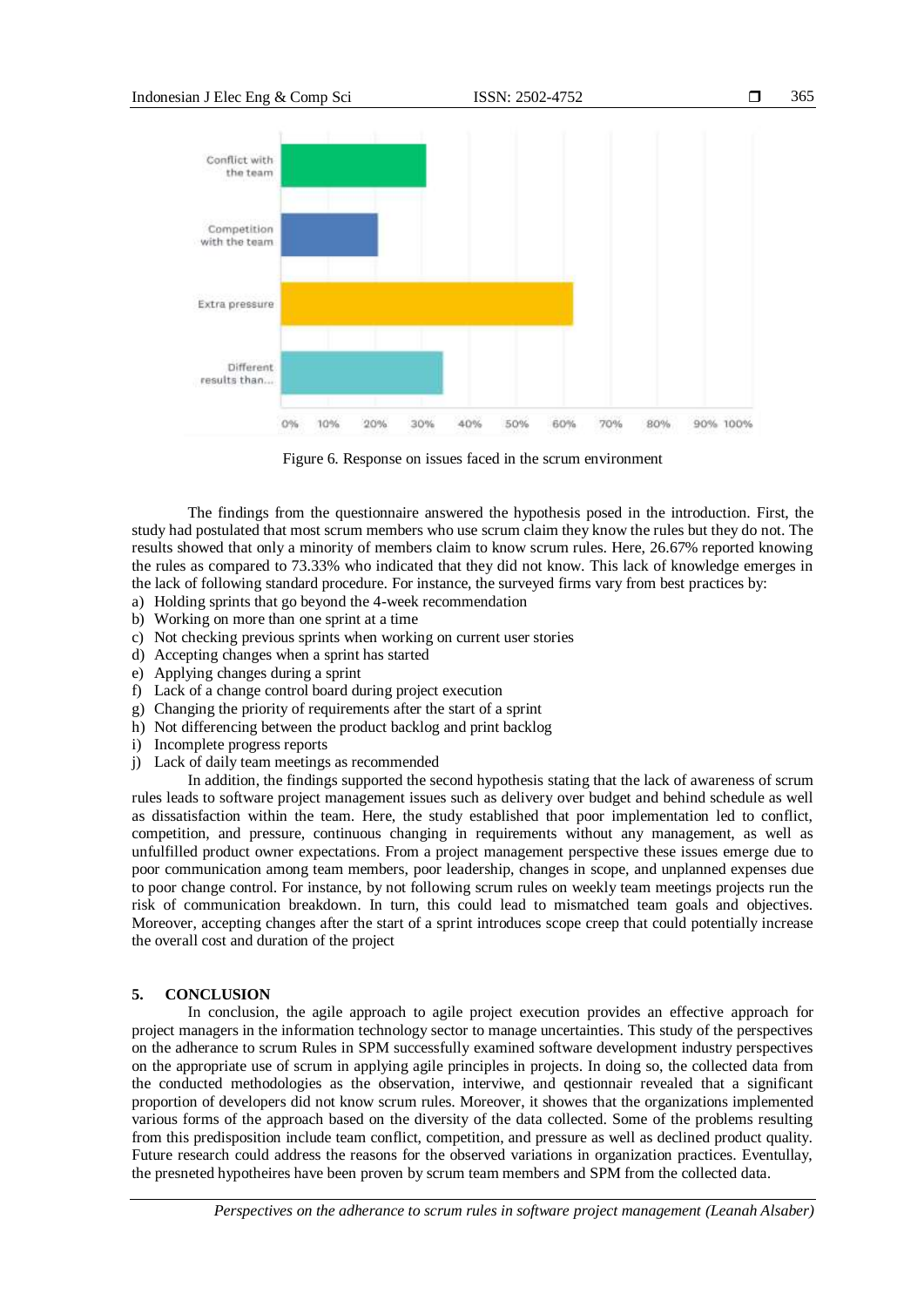Figure 6. Response on issues faced in the scrum environment

The findings from the questionnaire answered the hypothesis posed in the introduction. First, the study had postulated that most scrum members who use scrum claim they know the rules but they do not. The results showed that only a minority of members claim to know scrum rules. Here, 26.67% reported knowing the rules as compared to 73.33% who indicated that they did not know. This lack of knowledge emerges in the lack of following standard procedure. For instance, the surveyed firms vary from best practices by:

a) Holding sprints that go beyond the 4-week recommendation
b) Working on more than one sprint at a time
c) Not checking previous sprints when working on current user stories
d) Accepting changes when a sprint has started
e) Applying changes during a sprint
f) Lack of a change control board during project execution
g) Changing the priority of requirements after the start of a sprint
h) Not differencing between the product backlog and print backlog
i) Incomplete progress reports
j) Lack of daily team meetings as recommended

In addition, the findings supported the second hypothesis stating that the lack of awareness of scrum rules leads to software project management issues such as delivery over budget and behind schedule as well as dissatisfaction within the team. Here, the study established that poor implementation led to conflict, competition, and pressure, continuous changing in requirements without any management, as well as unfulfilled product owner expectations. From a project management perspective these issues emerge due to poor communication among team members, poor leadership, changes in scope, and unplanned expenses due to poor change control. For instance, by not following scrum rules on weekly team meetings projects run the risk of communication breakdown. In turn, this could lead to mismatched team goals and objectives. Moreover, accepting changes after the start of a sprint introduces scope creep that could potentially increase the overall cost and duration of the project

## 5. CONCLUSION

In conclusion, the agile approach to agile project execution provides an effective approach for project managers in the information technology sector to manage uncertainties. This study of the perspectives on the adherance to scrum Rules in SPM successfully examined software development industry perspectives on the appropriate use of scrum in applying agile principles in projects. In doing so, the collected data from the conducted methodologies as the observation, interviwe, and qestionnair revealed that a significant proportion of developers did not know scrum rules. Moreover, it showes that the organizations implemented various forms of the approach based on the diversity of the data collected. Some of the problems resulting from this predisposition include team conflict, competition, and pressure as well as declined product quality. Future research could address the reasons for the observed variations in organization practices. Eventullay, the presneted hypotheires have been proven by scrum team members and SPM from the collected data.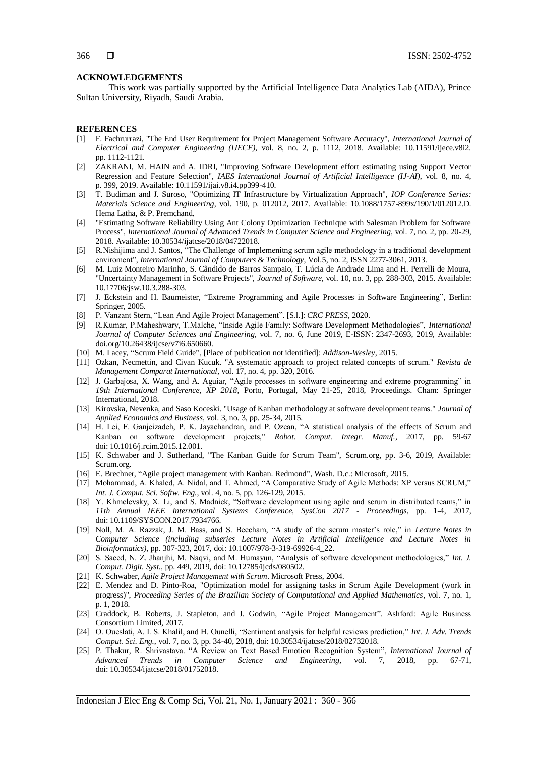## ACKNOWLEDGEMENTS

This work was partially supported by the Artificial Intelligence Data Analytics Lab (AIDA), Prince Sultan University, Riyadh, Saudi Arabia.

## REFERENCES

[1] F. Fachrurrazi, "The End User Requirement for Project Management Software Accuracy", *International Journal of Electrical and Computer Engineering (IJECE)*, vol. 8, no. 2, p. 1112, 2018. Available: 10.11591/ijece.v8i2. pp. 1112-1121.

[2] ZAKRANI, M. HAIN and A. IDRI, "Improving Software Development effort estimating using Support Vector Regression and Feature Selection", *IAES International Journal of Artificial Intelligence (IJ-AI)*, vol. 8, no. 4, p. 399, 2019. Available: 10.11591/ijai.v8.i4.pp399-410.

[3] T. Budiman and J. Suroso, "Optimizing IT Infrastructure by Virtualization Approach", *IOP Conference Series: Materials Science and Engineering*, vol. 190, p. 012012, 2017. Available: 10.1088/1757-899x/190/1/012012.D. Hema Latha, & P. Premchand.

[4] "Estimating Software Reliability Using Ant Colony Optimization Technique with Salesman Problem for Software Process", *International Journal of Advanced Trends in Computer Science and Engineering*, vol. 7, no. 2, pp. 20-29, 2018. Available: 10.30534/ijatcse/2018/04722018.

[5] R.Nishijima and J. Santos, "The Challenge of Implemenitng scrum agile methodology in a traditional development enviroment", *International Journal of Computers & Technology*, Vol.5, no. 2, ISSN 2277-3061, 2013.

[6] M. Luiz Monteiro Marinho, S. Cândido de Barros Sampaio, T. Lúcia de Andrade Lima and H. Perrelli de Moura, "Uncertainty Management in Software Projects", *Journal of Software*, vol. 10, no. 3, pp. 288-303, 2015. Available: 10.17706/jsw.10.3.288-303.

[7] J. Eckstein and H. Baumeister, "Extreme Programming and Agile Processes in Software Engineering", Berlin: Springer, 2005.

[8] P. Vanzant Stern, "Lean And Agile Project Management". [S.l.]: *CRC PRESS*, 2020.

[9] R.Kumar, P.Maheshwary, T.Malche, "Inside Agile Family: Software Development Methodologies", *International Journal of Computer Sciences and Engineering*, vol. 7, no. 6, June 2019, E-ISSN: 2347-2693, 2019, Available: doi.org/10.26438/ijcse/v7i6.650660.

[10] M. Lacey, "Scrum Field Guide", [Place of publication not identified]: *Addison-Wesley*, 2015.

[11] Ozkan, Necmettin, and Civan Kucuk. "A systematic approach to project related concepts of scrum." *Revista de Management Comparat International*, vol. 17, no. 4, pp. 320, 2016.

[12] J. Garbajosa, X. Wang, and A. Aguiar, "Agile processes in software engineering and extreme programming" in *19th International Conference, XP 2018*, Porto, Portugal, May 21-25, 2018, Proceedings. Cham: Springer International, 2018.

[13] Kirovska, Nevenka, and Saso Koceski. "Usage of Kanban methodology at software development teams." *Journal of Applied Economics and Business*, vol. 3, no. 3, pp. 25-34, 2015.

[14] H. Lei, F. Ganjeizadeh, P. K. Jayachandran, and P. Ozcan, "A statistical analysis of the effects of Scrum and Kanban on software development projects," *Robot. Comput. Integr. Manuf.*, 2017, pp. 59-67 doi: 10.1016/j.rcim.2015.12.001.

[15] K. Schwaber and J. Sutherland, "The Kanban Guide for Scrum Team", Scrum.org, pp. 3-6, 2019, Available: Scrum.org.

[16] E. Brechner, "Agile project management with Kanban. Redmond", Wash. D.c.: Microsoft, 2015.

[17] Mohammad, A. Khaled, A. Nidal, and T. Ahmed, "A Comparative Study of Agile Methods: XP versus SCRUM," *Int. J. Comput. Sci. Softw. Eng.*, vol. 4, no. 5, pp. 126-129, 2015.

[18] Y. Khmelevsky, X. Li, and S. Madnick, "Software development using agile and scrum in distributed teams," in *11th Annual IEEE International Systems Conference, SysCon 2017 - Proceedings*, pp. 1-4, 2017, doi: 10.1109/SYSCON.2017.7934766.

[19] Noll, M. A. Razzak, J. M. Bass, and S. Beecham, "A study of the scrum master's role," in *Lecture Notes in Computer Science (including subseries Lecture Notes in Artificial Intelligence and Lecture Notes in Bioinformatics)*, pp. 307-323, 2017, doi: 10.1007/978-3-319-69926-4_22.

[20] S. Saeed, N. Z. Jhanjhi, M. Naqvi, and M. Humayun, "Analysis of software development methodologies," *Int. J. Comput. Digit. Syst.*, pp. 449, 2019, doi: 10.12785/ijcds/080502.

[21] K. Schwaber, *Agile Project Management with Scrum*. Microsoft Press, 2004.

[22] E. Mendez and D. Pinto-Roa, "Optimization model for assigning tasks in Scrum Agile Development (work in progress)", *Proceeding Series of the Brazilian Society of Computational and Applied Mathematics*, vol. 7, no. 1, p. 1, 2018.

[23] Craddock, B. Roberts, J. Stapleton, and J. Godwin, "Agile Project Management". Ashford: Agile Business Consortium Limited, 2017.

[24] O. Oueslati, A. I. S. Khalil, and H. Ounelli, "Sentiment analysis for helpful reviews prediction," *Int. J. Adv. Trends Comput. Sci. Eng.*, vol. 7, no. 3, pp. 34-40, 2018, doi: 10.30534/ijatcse/2018/02732018.

[25] P. Thakur, R. Shrivastava. "A Review on Text Based Emotion Recognition System", *International Journal of Advanced Trends in Computer Science and Engineering*, vol. 7, 2018, pp. 67-71, doi: 10.30534/ijatcse/2018/01752018.